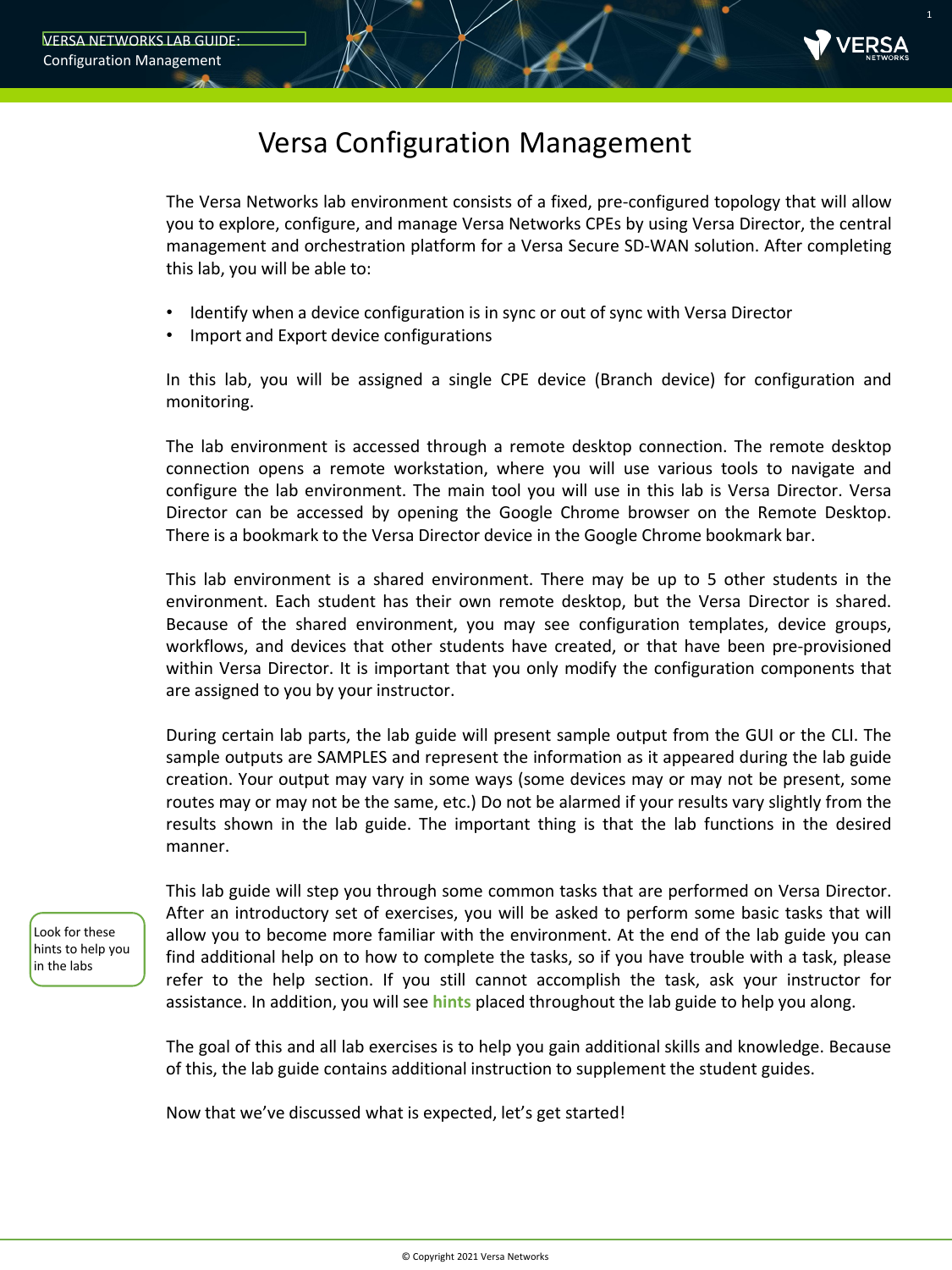# Versa Configuration Management

The Versa Networks lab environment consists of a fixed, pre-configured topology that will allow you to explore, configure, and manage Versa Networks CPEs by using Versa Director, the central management and orchestration platform for a Versa Secure SD-WAN solution. After completing this lab, you will be able to:

- Identify when a device configuration is in sync or out of sync with Versa Director
- Import and Export device configurations

In this lab, you will be assigned a single CPE device (Branch device) for configuration and monitoring.

The lab environment is accessed through a remote desktop connection. The remote desktop connection opens a remote workstation, where you will use various tools to navigate and configure the lab environment. The main tool you will use in this lab is Versa Director. Versa Director can be accessed by opening the Google Chrome browser on the Remote Desktop. There is a bookmark to the Versa Director device in the Google Chrome bookmark bar.

This lab environment is a shared environment. There may be up to 5 other students in the environment. Each student has their own remote desktop, but the Versa Director is shared. Because of the shared environment, you may see configuration templates, device groups, workflows, and devices that other students have created, or that have been pre-provisioned within Versa Director. It is important that you only modify the configuration components that are assigned to you by your instructor.

During certain lab parts, the lab guide will present sample output from the GUI or the CLI. The sample outputs are SAMPLES and represent the information as it appeared during the lab guide creation. Your output may vary in some ways (some devices may or may not be present, some routes may or may not be the same, etc.) Do not be alarmed if your results vary slightly from the results shown in the lab guide. The important thing is that the lab functions in the desired manner.

> Look for these hints to help you in the labs

This lab guide will step you through some common tasks that are performed on Versa Director. After an introductory set of exercises, you will be asked to perform some basic tasks that will allow you to become more familiar with the environment. At the end of the lab guide you can find additional help on to how to complete the tasks, so if you have trouble with a task, please refer to the help section. If you still cannot accomplish the task, ask your instructor for assistance. In addition, you will see **hints** placed throughout the lab guide to help you along.

The goal of this and all lab exercises is to help you gain additional skills and knowledge. Because of this, the lab guide contains additional instruction to supplement the student guides.

Now that we've discussed what is expected, let's get started!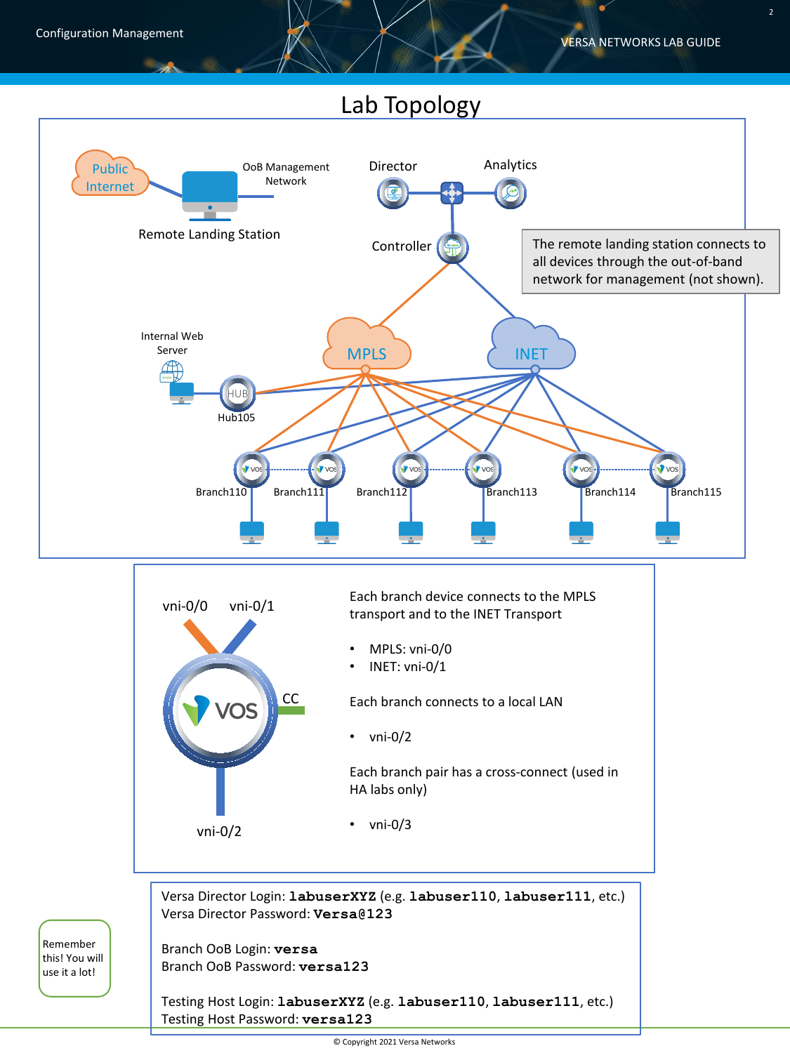# Lab Topology

Public Internet

Remote Landing Station

OoB Management Network

Director

Analytics

Controller

The remote landing station connects to all devices through the out-of-band network for management (not shown).

MPLS

INET

Internal Web Server

Hub105

Branch110 Branch111 Branch112 Branch113 Branch114 Branch115

vni-0/0 vni-0/1

CC

vni-0/2

Each branch device connects to the MPLS transport and to the INET Transport

- MPLS: vni-0/0
- INET: vni-0/1

Each branch connects to a local LAN

- vni-0/2

Each branch pair has a cross-connect (used in HA labs only)

- vni-0/3

Versa Director Login: **labuserXYZ** (e.g. **labuser110**, **labuser111**, etc.)
Versa Director Password: **Versa@123**

Branch OoB Login: **versa**
Branch OoB Password: **versa123**

Testing Host Login: **labuserXYZ** (e.g. **labuser110**, **labuser111**, etc.)
Testing Host Password: **versa123**

Remember this! You will use it a lot!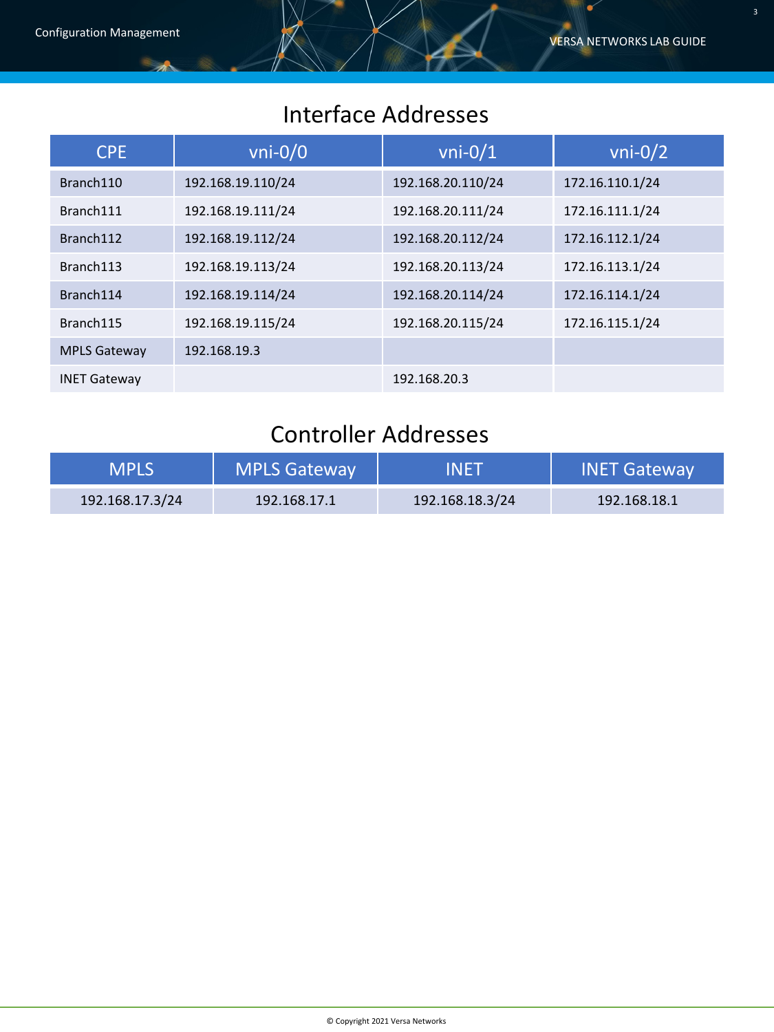## Interface Addresses

| CPE | vni-0/0 | vni-0/1 | vni-0/2 |
|---|---|---|---|
| Branch110 | 192.168.19.110/24 | 192.168.20.110/24 | 172.16.110.1/24 |
| Branch111 | 192.168.19.111/24 | 192.168.20.111/24 | 172.16.111.1/24 |
| Branch112 | 192.168.19.112/24 | 192.168.20.112/24 | 172.16.112.1/24 |
| Branch113 | 192.168.19.113/24 | 192.168.20.113/24 | 172.16.113.1/24 |
| Branch114 | 192.168.19.114/24 | 192.168.20.114/24 | 172.16.114.1/24 |
| Branch115 | 192.168.19.115/24 | 192.168.20.115/24 | 172.16.115.1/24 |
| MPLS Gateway | 192.168.19.3 | | |
| INET Gateway | | 192.168.20.3 | |

## Controller Addresses

| MPLS | MPLS Gateway | INET | INET Gateway |
|---|---|---|---|
| 192.168.17.3/24 | 192.168.17.1 | 192.168.18.3/24 | 192.168.18.1 |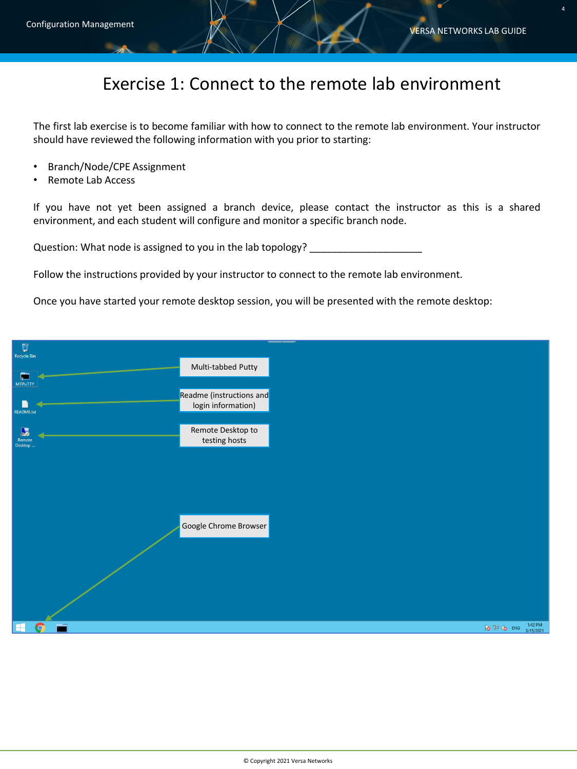# Exercise 1: Connect to the remote lab environment

The first lab exercise is to become familiar with how to connect to the remote lab environment. Your instructor should have reviewed the following information with you prior to starting:

- Branch/Node/CPE Assignment
- Remote Lab Access

If you have not yet been assigned a branch device, please contact the instructor as this is a shared environment, and each student will configure and monitor a specific branch node.

Question: What node is assigned to you in the lab topology? ____________________

Follow the instructions provided by your instructor to connect to the remote lab environment.

Once you have started your remote desktop session, you will be presented with the remote desktop:

Multi-tabbed Putty

Readme (instructions and login information)

Remote Desktop to testing hosts

Google Chrome Browser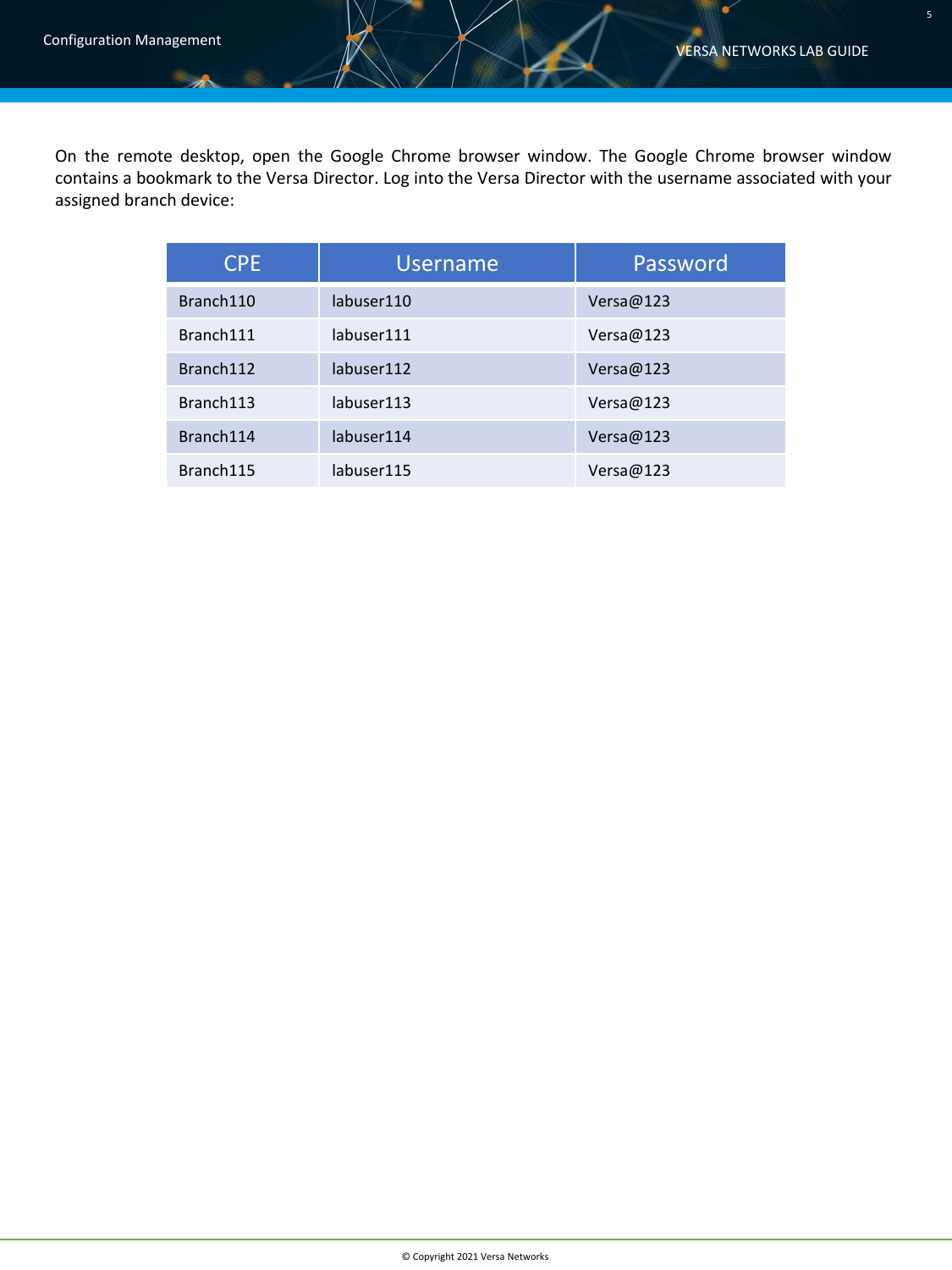On the remote desktop, open the Google Chrome browser window. The Google Chrome browser window contains a bookmark to the Versa Director. Log into the Versa Director with the username associated with your assigned branch device:

| CPE | Username | Password |
|---|---|---|
| Branch110 | labuser110 | Versa@123 |
| Branch111 | labuser111 | Versa@123 |
| Branch112 | labuser112 | Versa@123 |
| Branch113 | labuser113 | Versa@123 |
| Branch114 | labuser114 | Versa@123 |
| Branch115 | labuser115 | Versa@123 |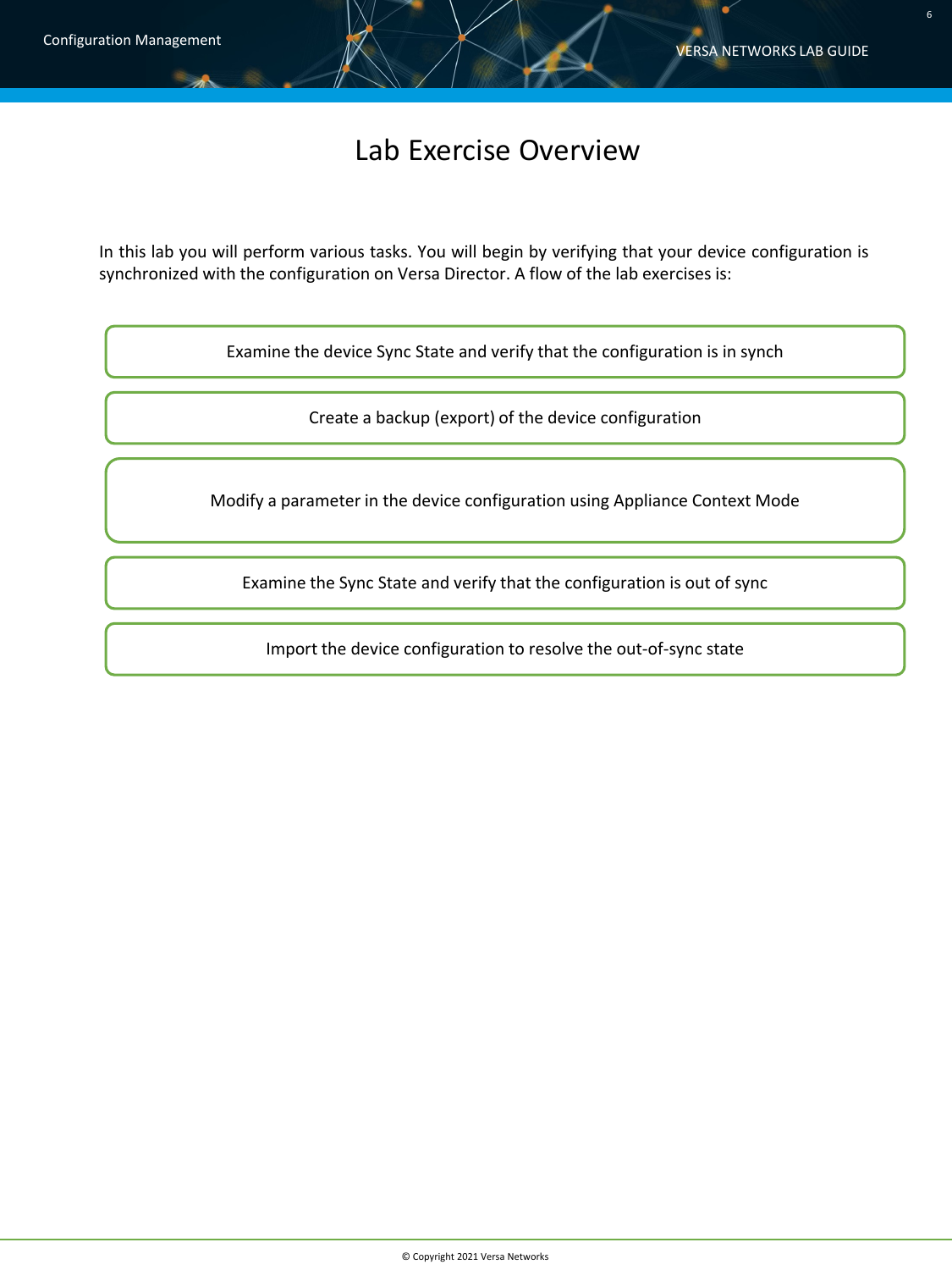# Lab Exercise Overview

In this lab you will perform various tasks. You will begin by verifying that your device configuration is synchronized with the configuration on Versa Director. A flow of the lab exercises is:

1. Examine the device Sync State and verify that the configuration is in synch
2. Create a backup (export) of the device configuration
3. Modify a parameter in the device configuration using Appliance Context Mode
4. Examine the Sync State and verify that the configuration is out of sync
5. Import the device configuration to resolve the out-of-sync state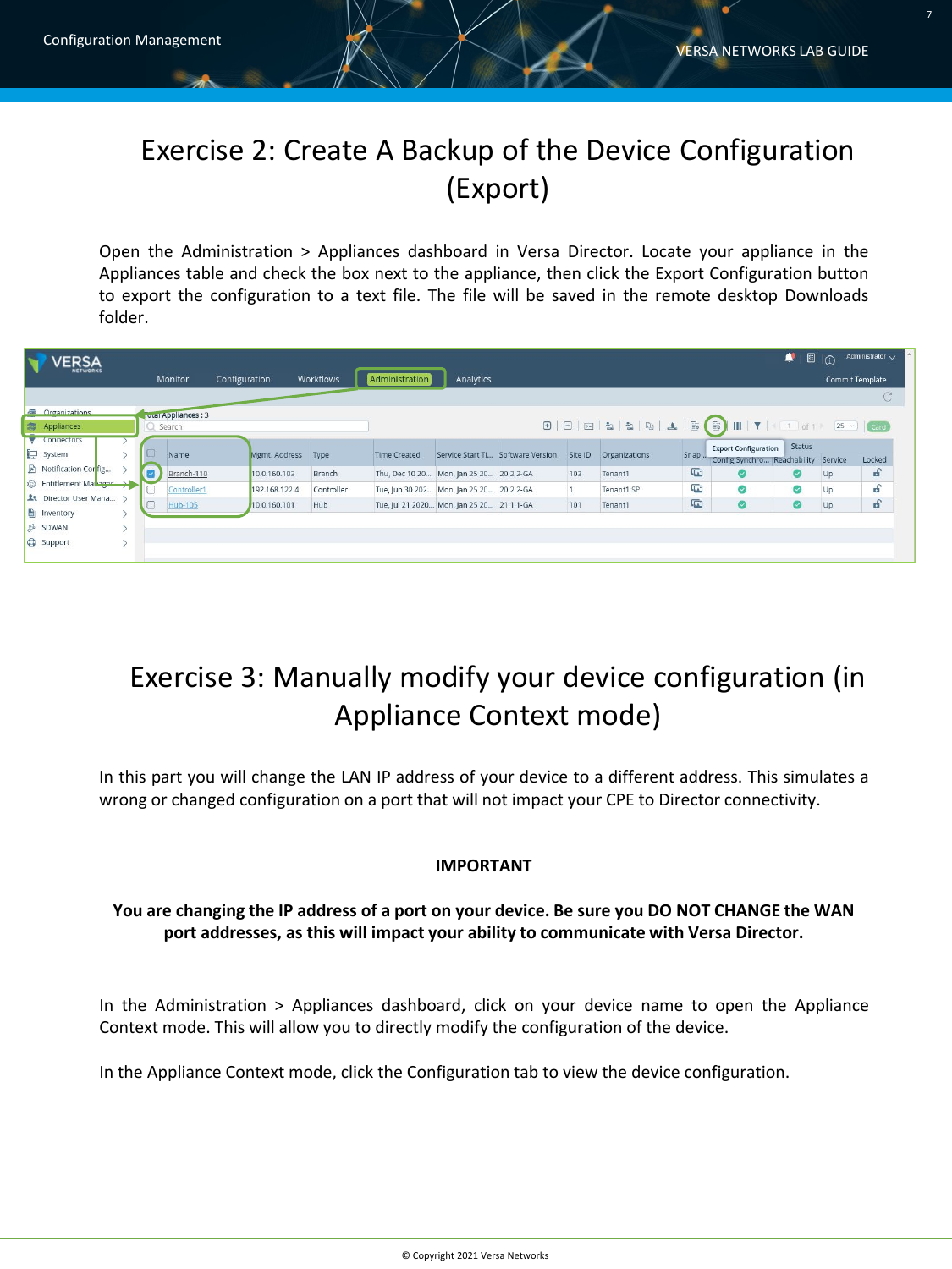# Exercise 2: Create A Backup of the Device Configuration (Export)

Open the Administration > Appliances dashboard in Versa Director. Locate your appliance in the Appliances table and check the box next to the appliance, then click the Export Configuration button to export the configuration to a text file. The file will be saved in the remote desktop Downloads folder.

# Exercise 3: Manually modify your device configuration (in Appliance Context mode)

In this part you will change the LAN IP address of your device to a different address. This simulates a wrong or changed configuration on a port that will not impact your CPE to Director connectivity.

**IMPORTANT**

**You are changing the IP address of a port on your device. Be sure you DO NOT CHANGE the WAN port addresses, as this will impact your ability to communicate with Versa Director.**

In the Administration > Appliances dashboard, click on your device name to open the Appliance Context mode. This will allow you to directly modify the configuration of the device.

In the Appliance Context mode, click the Configuration tab to view the device configuration.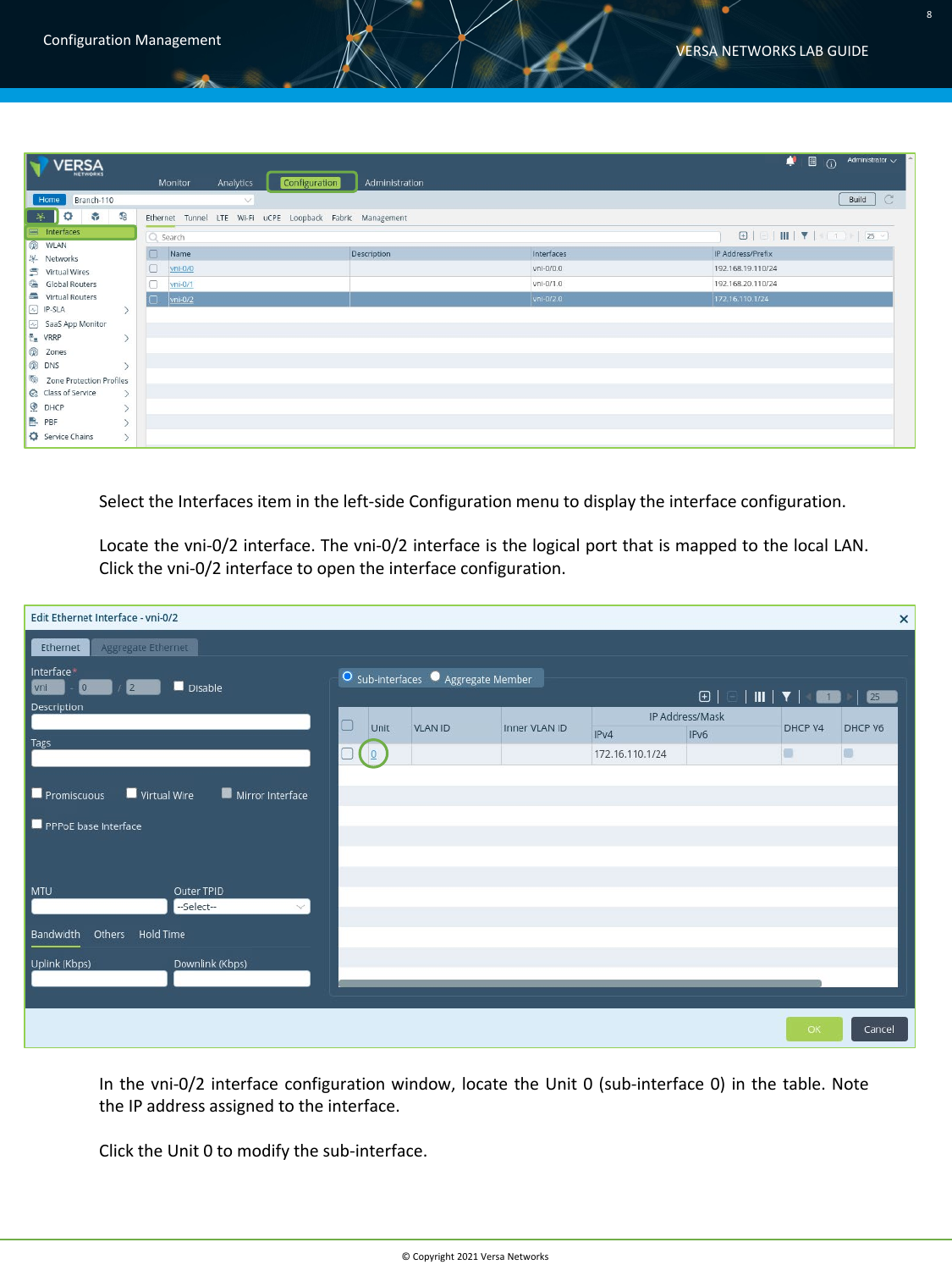Select the Interfaces item in the left-side Configuration menu to display the interface configuration.

Locate the vni-0/2 interface. The vni-0/2 interface is the logical port that is mapped to the local LAN. Click the vni-0/2 interface to open the interface configuration.

In the vni-0/2 interface configuration window, locate the Unit 0 (sub-interface 0) in the table. Note the IP address assigned to the interface.

Click the Unit 0 to modify the sub-interface.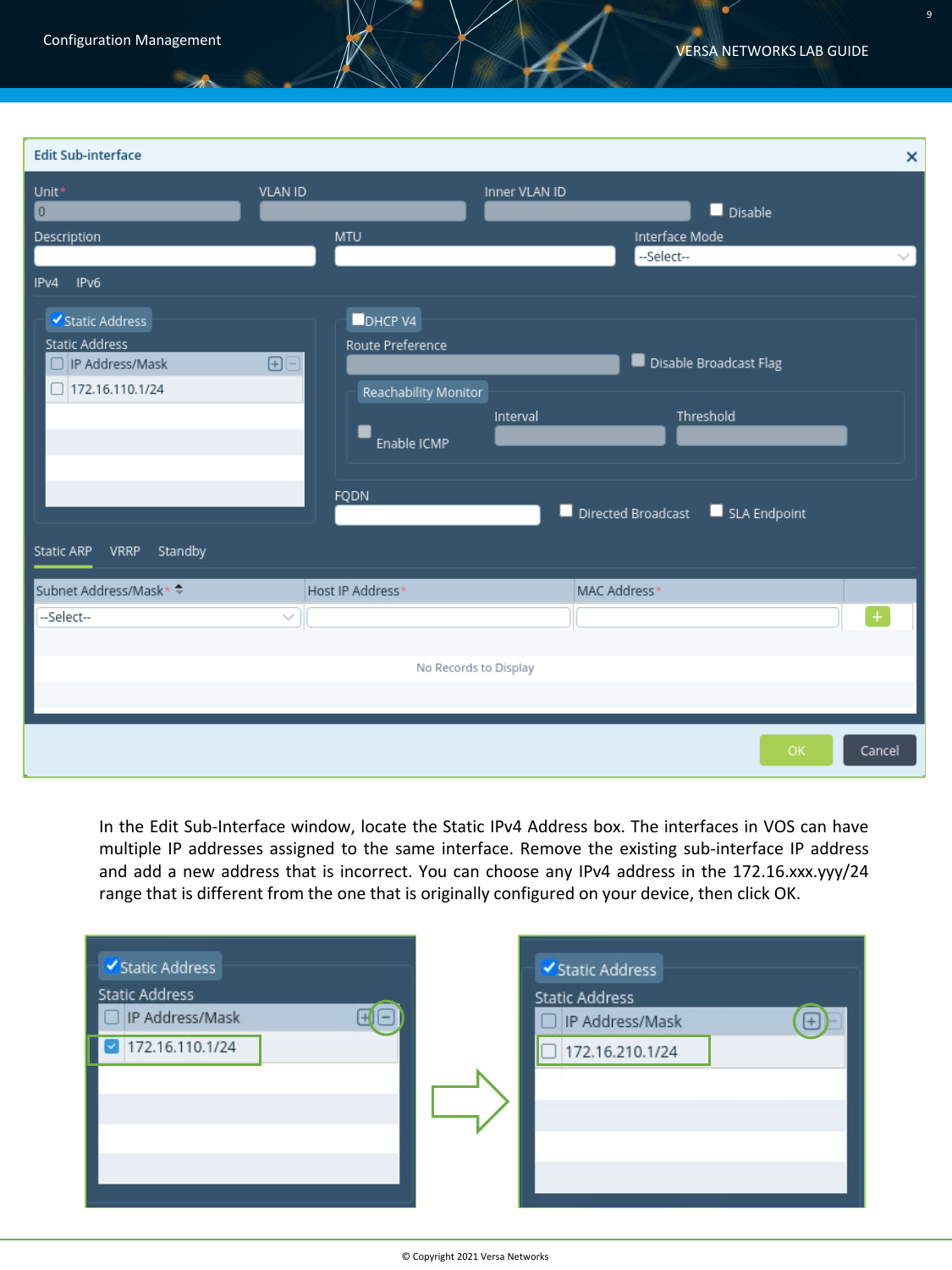In the Edit Sub-Interface window, locate the Static IPv4 Address box. The interfaces in VOS can have multiple IP addresses assigned to the same interface. Remove the existing sub-interface IP address and add a new address that is incorrect. You can choose any IPv4 address in the 172.16.xxx.yyy/24 range that is different from the one that is originally configured on your device, then click OK.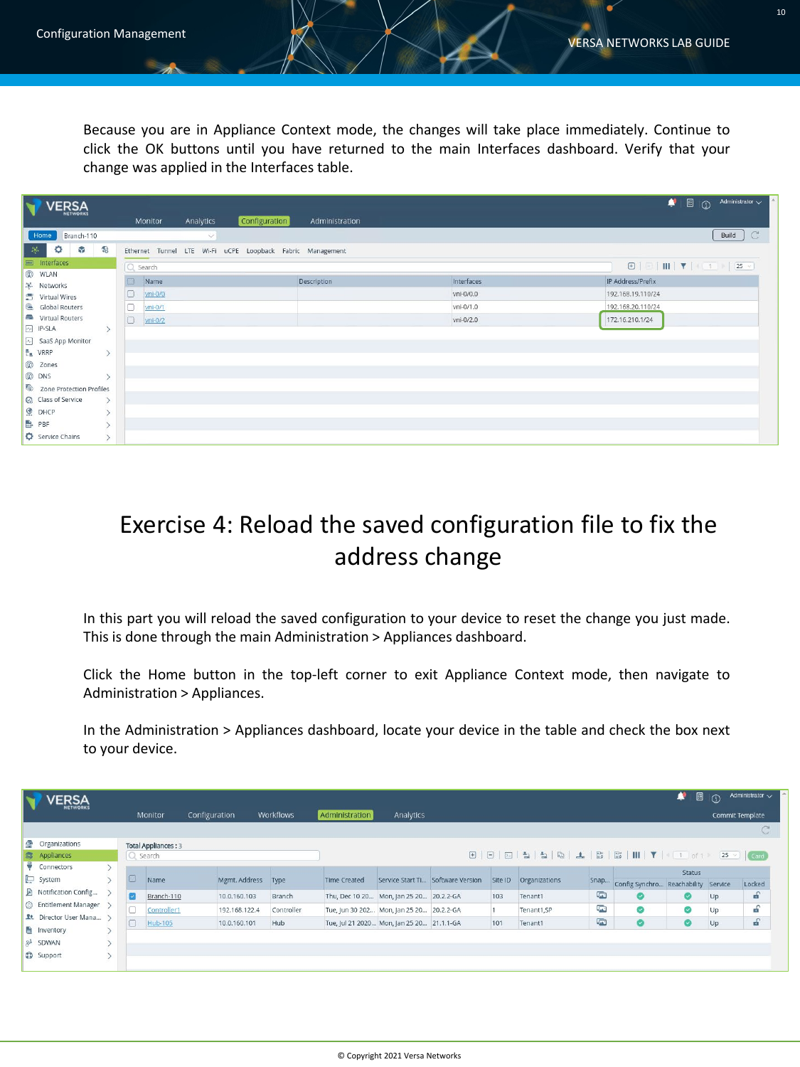Because you are in Appliance Context mode, the changes will take place immediately. Continue to click the OK buttons until you have returned to the main Interfaces dashboard. Verify that your change was applied in the Interfaces table.

# Exercise 4: Reload the saved configuration file to fix the address change

In this part you will reload the saved configuration to your device to reset the change you just made. This is done through the main Administration > Appliances dashboard.

Click the Home button in the top-left corner to exit Appliance Context mode, then navigate to Administration > Appliances.

In the Administration > Appliances dashboard, locate your device in the table and check the box next to your device.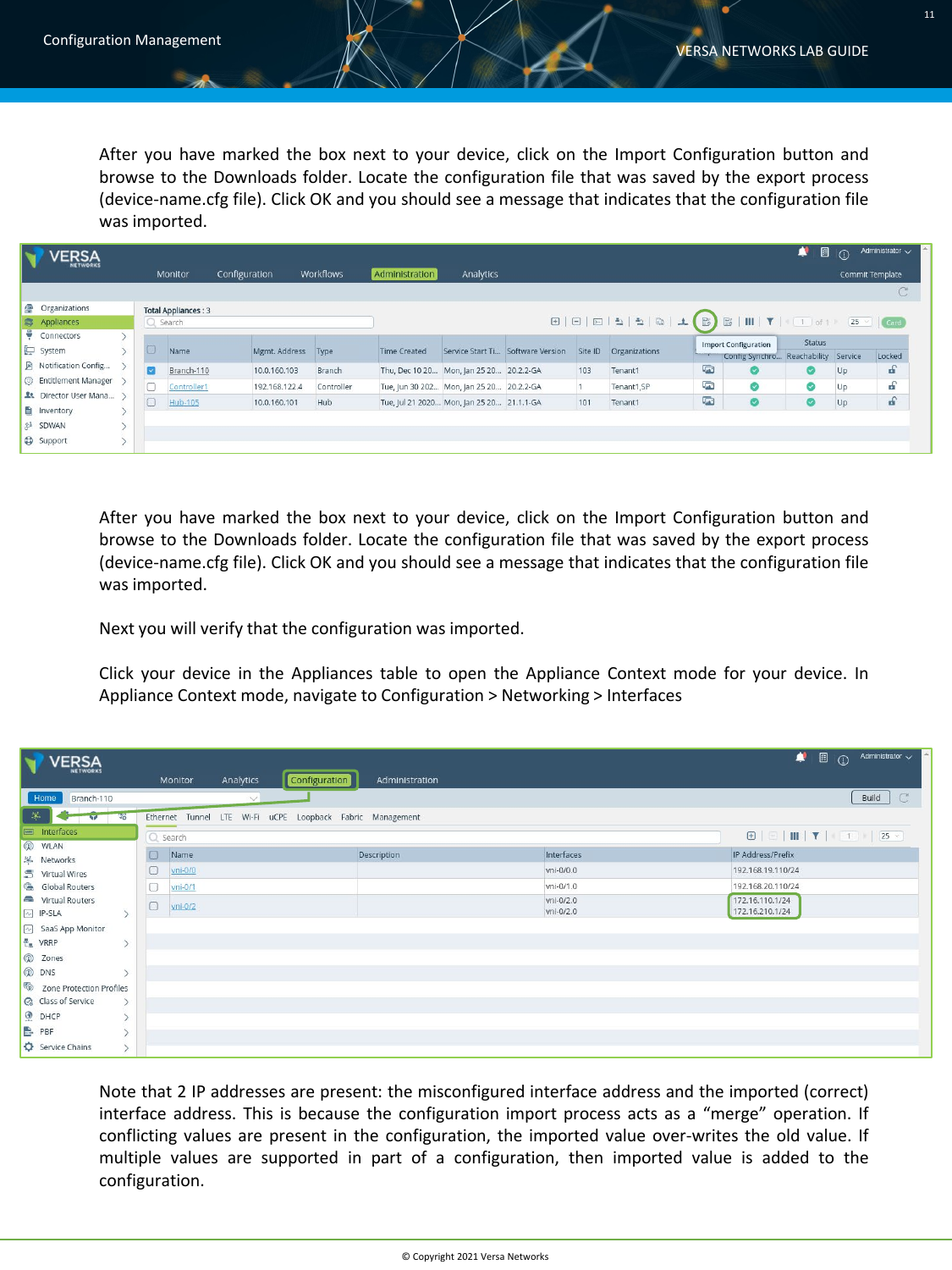After you have marked the box next to your device, click on the Import Configuration button and browse to the Downloads folder. Locate the configuration file that was saved by the export process (device-name.cfg file). Click OK and you should see a message that indicates that the configuration file was imported.

After you have marked the box next to your device, click on the Import Configuration button and browse to the Downloads folder. Locate the configuration file that was saved by the export process (device-name.cfg file). Click OK and you should see a message that indicates that the configuration file was imported.

Next you will verify that the configuration was imported.

Click your device in the Appliances table to open the Appliance Context mode for your device. In Appliance Context mode, navigate to Configuration > Networking > Interfaces

Note that 2 IP addresses are present: the misconfigured interface address and the imported (correct) interface address. This is because the configuration import process acts as a "merge" operation. If conflicting values are present in the configuration, the imported value over-writes the old value. If multiple values are supported in part of a configuration, then imported value is added to the configuration.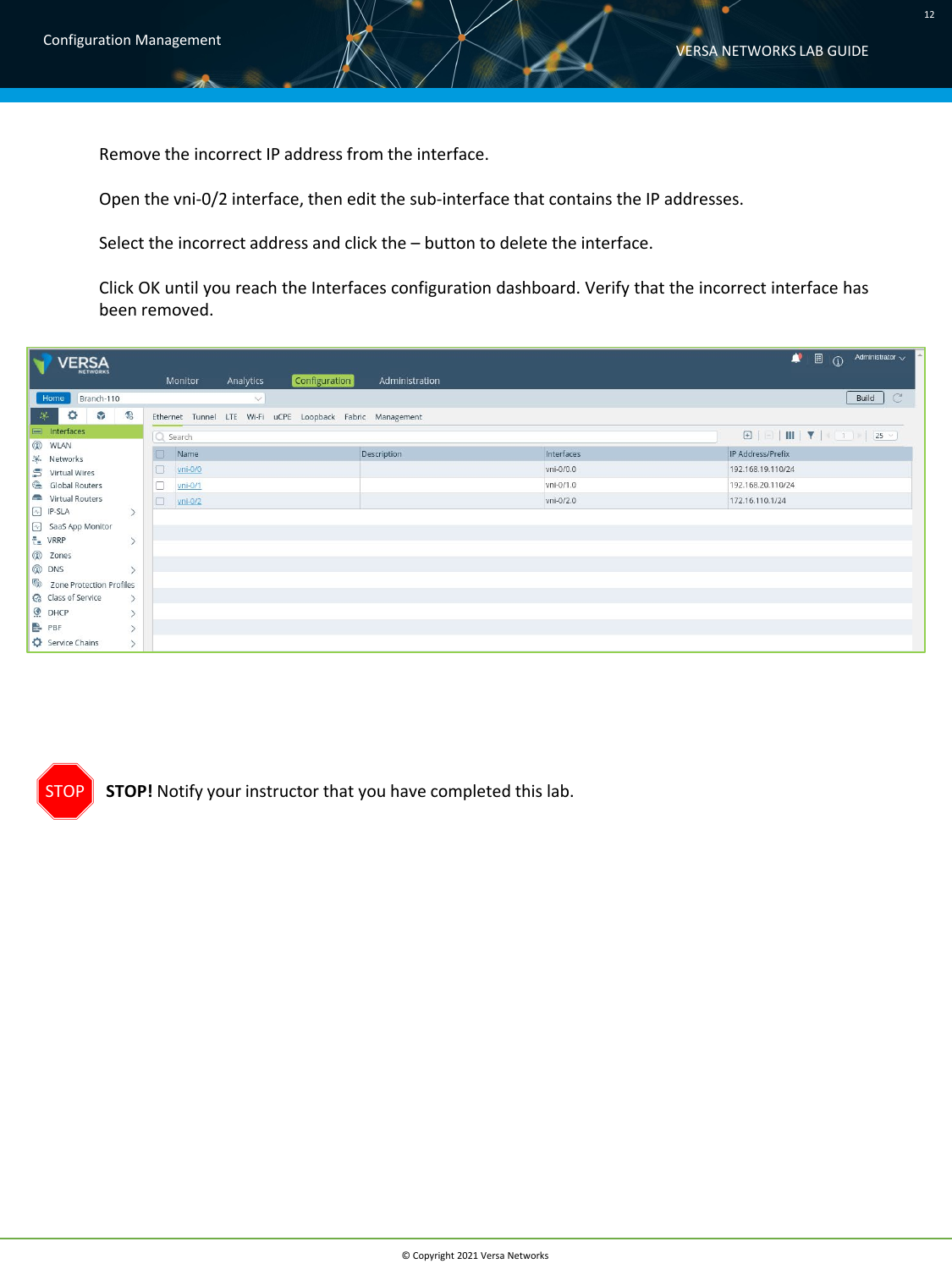Remove the incorrect IP address from the interface.

Open the vni-0/2 interface, then edit the sub-interface that contains the IP addresses.

Select the incorrect address and click the – button to delete the interface.

Click OK until you reach the Interfaces configuration dashboard. Verify that the incorrect interface has been removed.

**STOP!** Notify your instructor that you have completed this lab.